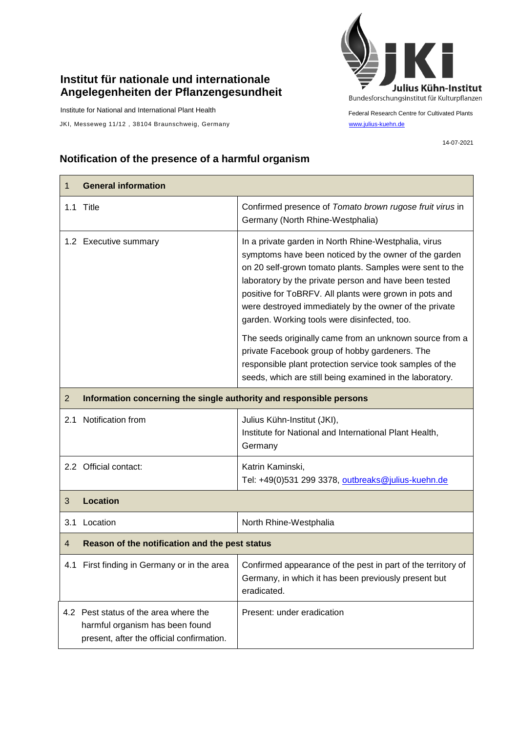**Institut für nationale und internationale Angelegenheiten der Pflanzengesundheit**

Institute for National and International Plant Health

JKI, Messeweg 11/12 , 38104 Braunschweig, Germany

Julius Kühn-Institut
Bundesforschungsinstitut für Kulturpflanzen

Federal Research Centre for Cultivated Plants

www.julius-kuehn.de

14-07-2021

## Notification of the presence of a harmful organism

| 1 **General information** | |
|---|---|
| 1.1 Title | Confirmed presence of *Tomato brown rugose fruit virus* in Germany (North Rhine-Westphalia) |
| 1.2 Executive summary | In a private garden in North Rhine-Westphalia, virus symptoms have been noticed by the owner of the garden on 20 self-grown tomato plants. Samples were sent to the laboratory by the private person and have been tested positive for ToBRFV. All plants were grown in pots and were destroyed immediately by the owner of the private garden. Working tools were disinfected, too.<br><br>The seeds originally came from an unknown source from a private Facebook group of hobby gardeners. The responsible plant protection service took samples of the seeds, which are still being examined in the laboratory. |
| 2 **Information concerning the single authority and responsible persons** | |
| 2.1 Notification from | Julius Kühn-Institut (JKI),<br>Institute for National and International Plant Health, Germany |
| 2.2 Official contact: | Katrin Kaminski,<br>Tel: +49(0)531 299 3378, outbreaks@julius-kuehn.de |
| 3 **Location** | |
| 3.1 Location | North Rhine-Westphalia |
| 4 **Reason of the notification and the pest status** | |
| 4.1 First finding in Germany or in the area | Confirmed appearance of the pest in part of the territory of Germany, in which it has been previously present but eradicated. |
| 4.2 Pest status of the area where the harmful organism has been found present, after the official confirmation. | Present: under eradication |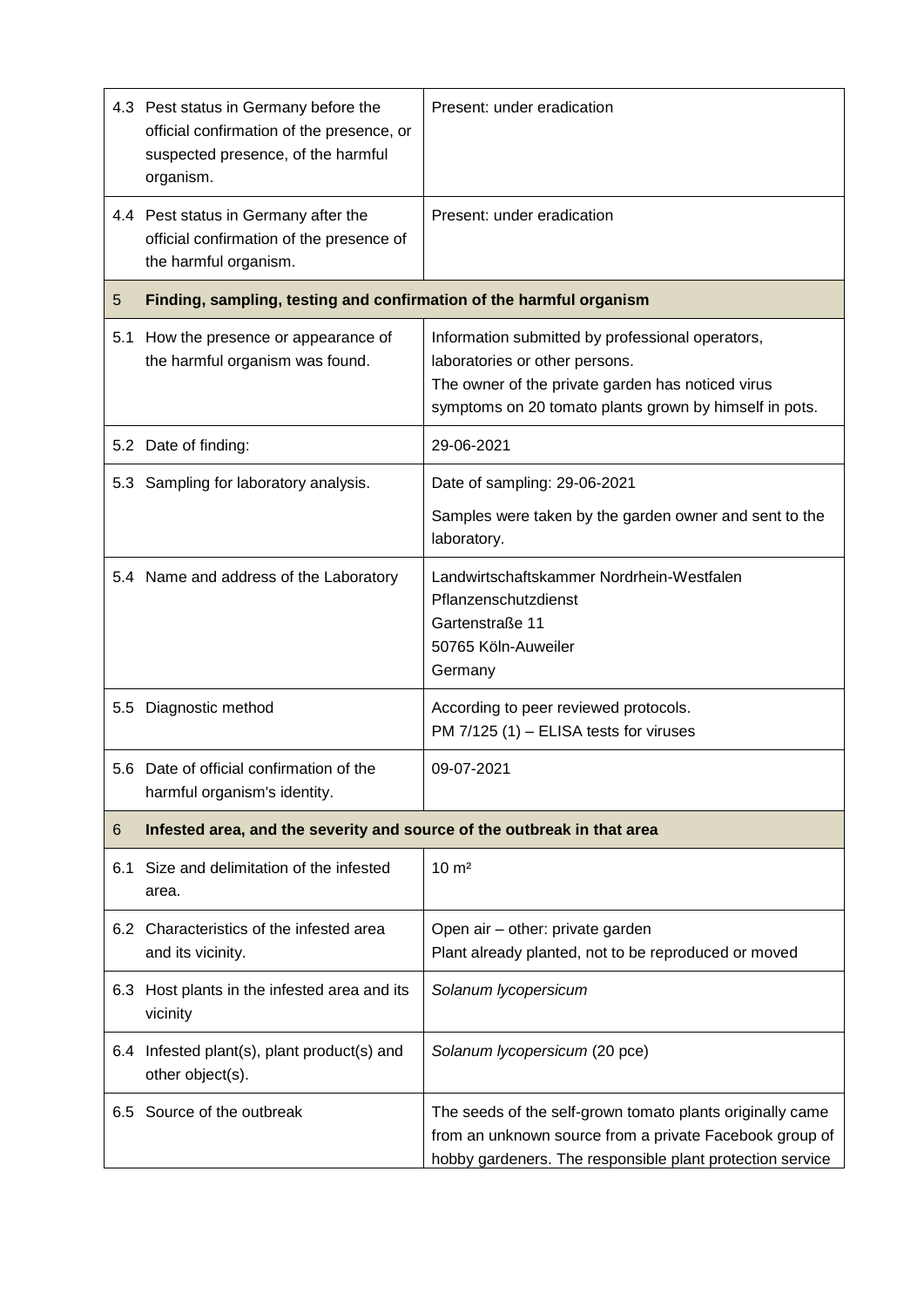| | | |
|---|---|---|
| 4.3 | Pest status in Germany before the official confirmation of the presence, or suspected presence, of the harmful organism. | Present: under eradication |
| 4.4 | Pest status in Germany after the official confirmation of the presence of the harmful organism. | Present: under eradication |
| **5** | **Finding, sampling, testing and confirmation of the harmful organism** | |
| 5.1 | How the presence or appearance of the harmful organism was found. | Information submitted by professional operators, laboratories or other persons.<br>The owner of the private garden has noticed virus symptoms on 20 tomato plants grown by himself in pots. |
| 5.2 | Date of finding: | 29-06-2021 |
| 5.3 | Sampling for laboratory analysis. | Date of sampling: 29-06-2021<br>Samples were taken by the garden owner and sent to the laboratory. |
| 5.4 | Name and address of the Laboratory | Landwirtschaftskammer Nordrhein-Westfalen<br>Pflanzenschutzdienst<br>Gartenstraße 11<br>50765 Köln-Auweiler<br>Germany |
| 5.5 | Diagnostic method | According to peer reviewed protocols.<br>PM 7/125 (1) – ELISA tests for viruses |
| 5.6 | Date of official confirmation of the harmful organism's identity. | 09-07-2021 |
| **6** | **Infested area, and the severity and source of the outbreak in that area** | |
| 6.1 | Size and delimitation of the infested area. | 10 m² |
| 6.2 | Characteristics of the infested area and its vicinity. | Open air – other: private garden<br>Plant already planted, not to be reproduced or moved |
| 6.3 | Host plants in the infested area and its vicinity | *Solanum lycopersicum* |
| 6.4 | Infested plant(s), plant product(s) and other object(s). | *Solanum lycopersicum* (20 pce) |
| 6.5 | Source of the outbreak | The seeds of the self-grown tomato plants originally came from an unknown source from a private Facebook group of hobby gardeners. The responsible plant protection service |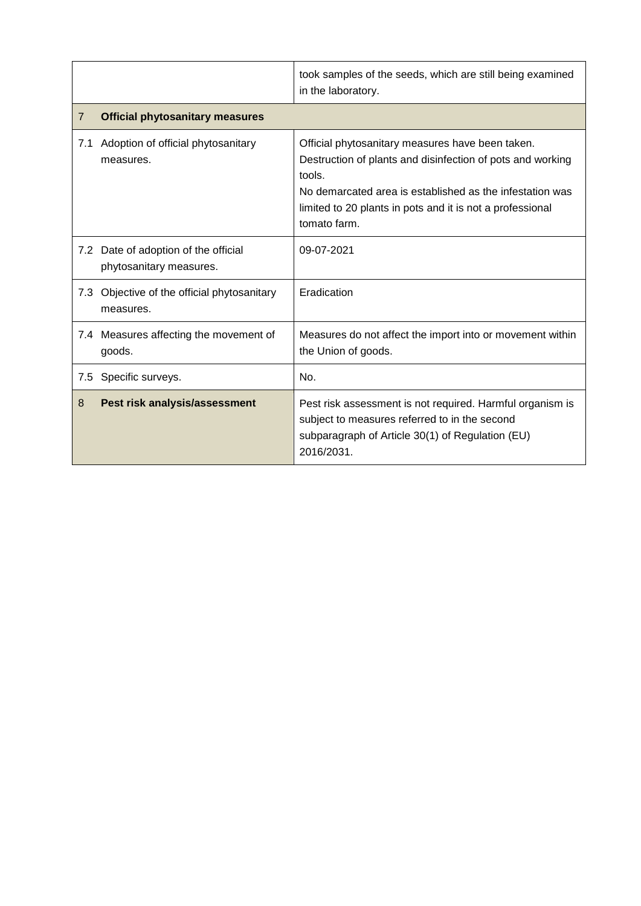| | | |
|---|---|---|
| | | took samples of the seeds, which are still being examined in the laboratory. |
| 7 | **Official phytosanitary measures** | |
| 7.1 | Adoption of official phytosanitary measures. | Official phytosanitary measures have been taken.<br>Destruction of plants and disinfection of pots and working tools.<br>No demarcated area is established as the infestation was limited to 20 plants in pots and it is not a professional tomato farm. |
| 7.2 | Date of adoption of the official phytosanitary measures. | 09-07-2021 |
| 7.3 | Objective of the official phytosanitary measures. | Eradication |
| 7.4 | Measures affecting the movement of goods. | Measures do not affect the import into or movement within the Union of goods. |
| 7.5 | Specific surveys. | No. |
| 8 | **Pest risk analysis/assessment** | Pest risk assessment is not required. Harmful organism is subject to measures referred to in the second subparagraph of Article 30(1) of Regulation (EU) 2016/2031. |